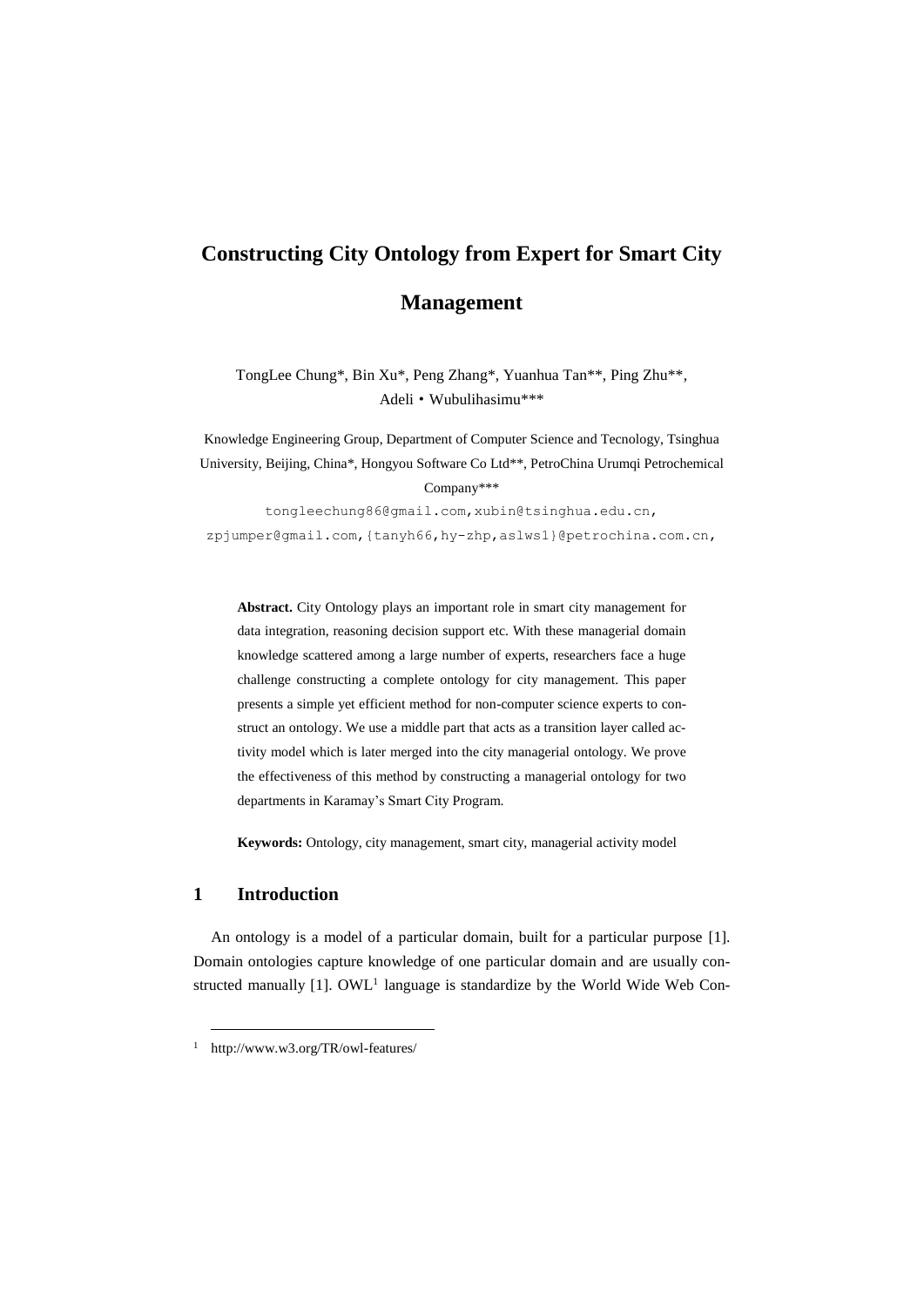# Constructing City Ontology from Expert for Smart City Management

TongLee Chung*, Bin Xu*, Peng Zhang*, Yuanhua Tan**, Ping Zhu**, Adeli・Wubulihasimu***

Knowledge Engineering Group, Department of Computer Science and Tecnology, Tsinghua University, Beijing, China*, Hongyou Software Co Ltd**, PetroChina Urumqi Petrochemical Company***

tongleechung86@gmail.com,xubin@tsinghua.edu.cn,
zpjumper@gmail.com,{tanyh66,hy-zhp,aslws1}@petrochina.com.cn,

**Abstract.** City Ontology plays an important role in smart city management for data integration, reasoning decision support etc. With these managerial domain knowledge scattered among a large number of experts, researchers face a huge challenge constructing a complete ontology for city management. This paper presents a simple yet efficient method for non-computer science experts to construct an ontology. We use a middle part that acts as a transition layer called activity model which is later merged into the city managerial ontology. We prove the effectiveness of this method by constructing a managerial ontology for two departments in Karamay's Smart City Program.

**Keywords:** Ontology, city management, smart city, managerial activity model

## 1 Introduction

An ontology is a model of a particular domain, built for a particular purpose [1]. Domain ontologies capture knowledge of one particular domain and are usually constructed manually [1]. OWL[1] language is standardize by the World Wide Web Con-

[1] http://www.w3.org/TR/owl-features/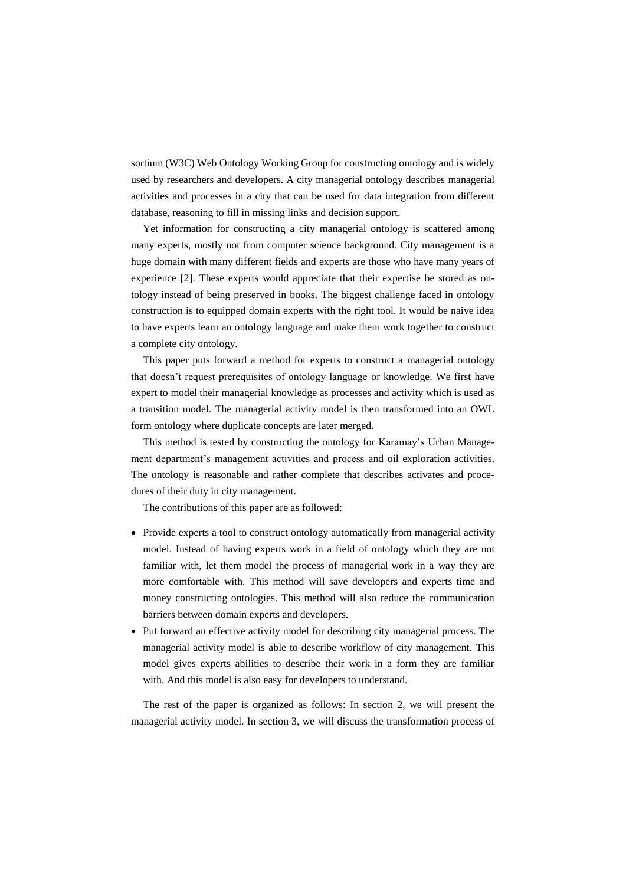sortium (W3C) Web Ontology Working Group for constructing ontology and is widely used by researchers and developers. A city managerial ontology describes managerial activities and processes in a city that can be used for data integration from different database, reasoning to fill in missing links and decision support.

Yet information for constructing a city managerial ontology is scattered among many experts, mostly not from computer science background. City management is a huge domain with many different fields and experts are those who have many years of experience [2]. These experts would appreciate that their expertise be stored as ontology instead of being preserved in books. The biggest challenge faced in ontology construction is to equipped domain experts with the right tool. It would be naive idea to have experts learn an ontology language and make them work together to construct a complete city ontology.

This paper puts forward a method for experts to construct a managerial ontology that doesn't request prerequisites of ontology language or knowledge. We first have expert to model their managerial knowledge as processes and activity which is used as a transition model. The managerial activity model is then transformed into an OWL form ontology where duplicate concepts are later merged.

This method is tested by constructing the ontology for Karamay's Urban Management department's management activities and process and oil exploration activities. The ontology is reasonable and rather complete that describes activates and procedures of their duty in city management.

The contributions of this paper are as followed:

- Provide experts a tool to construct ontology automatically from managerial activity model. Instead of having experts work in a field of ontology which they are not familiar with, let them model the process of managerial work in a way they are more comfortable with. This method will save developers and experts time and money constructing ontologies. This method will also reduce the communication barriers between domain experts and developers.
- Put forward an effective activity model for describing city managerial process. The managerial activity model is able to describe workflow of city management. This model gives experts abilities to describe their work in a form they are familiar with. And this model is also easy for developers to understand.

The rest of the paper is organized as follows: In section 2, we will present the managerial activity model. In section 3, we will discuss the transformation process of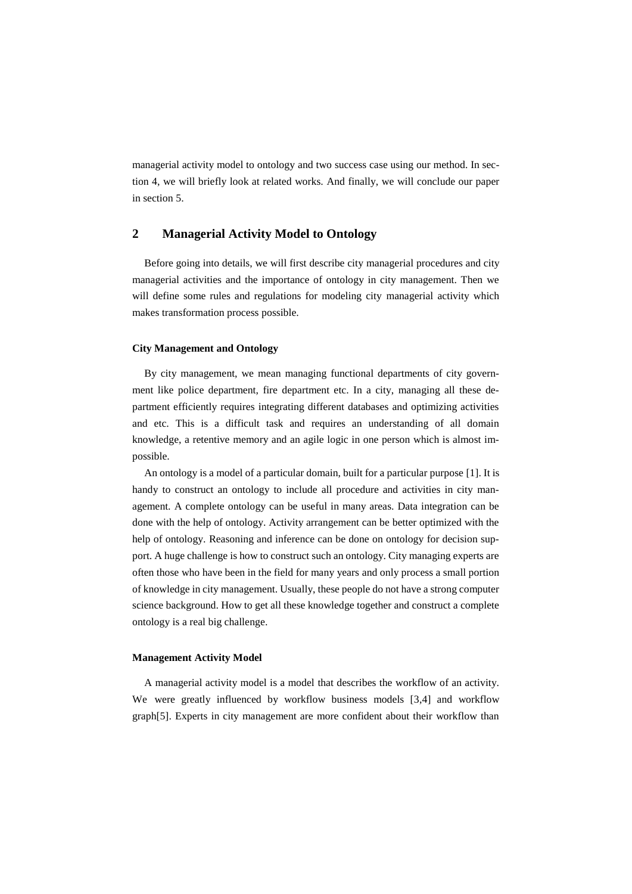managerial activity model to ontology and two success case using our method. In section 4, we will briefly look at related works. And finally, we will conclude our paper in section 5.

## 2 Managerial Activity Model to Ontology

Before going into details, we will first describe city managerial procedures and city managerial activities and the importance of ontology in city management. Then we will define some rules and regulations for modeling city managerial activity which makes transformation process possible.

### City Management and Ontology

By city management, we mean managing functional departments of city government like police department, fire department etc. In a city, managing all these department efficiently requires integrating different databases and optimizing activities and etc. This is a difficult task and requires an understanding of all domain knowledge, a retentive memory and an agile logic in one person which is almost impossible.

An ontology is a model of a particular domain, built for a particular purpose [1]. It is handy to construct an ontology to include all procedure and activities in city management. A complete ontology can be useful in many areas. Data integration can be done with the help of ontology. Activity arrangement can be better optimized with the help of ontology. Reasoning and inference can be done on ontology for decision support. A huge challenge is how to construct such an ontology. City managing experts are often those who have been in the field for many years and only process a small portion of knowledge in city management. Usually, these people do not have a strong computer science background. How to get all these knowledge together and construct a complete ontology is a real big challenge.

### Management Activity Model

A managerial activity model is a model that describes the workflow of an activity. We were greatly influenced by workflow business models [3,4] and workflow graph[5]. Experts in city management are more confident about their workflow than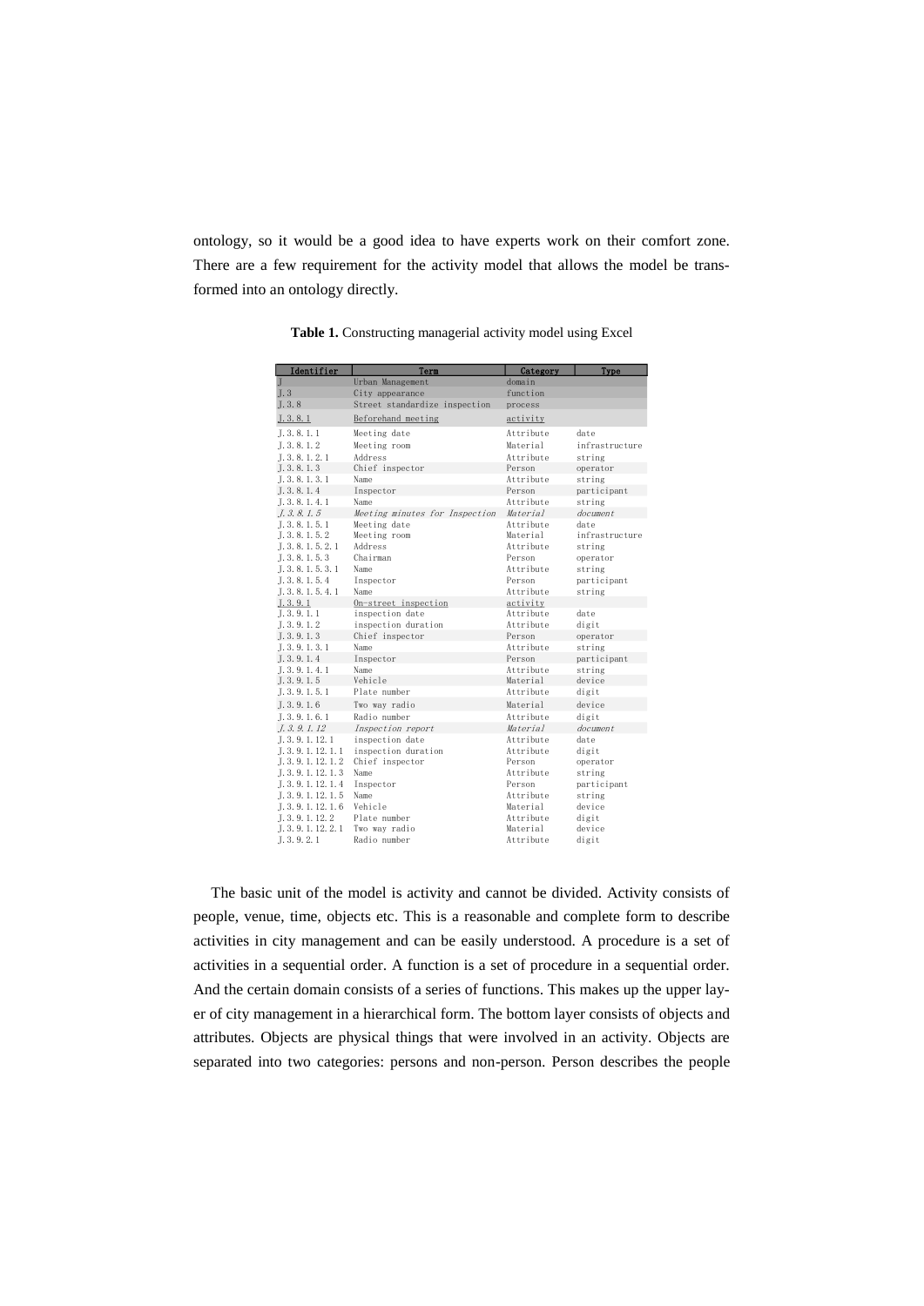ontology, so it would be a good idea to have experts work on their comfort zone. There are a few requirement for the activity model that allows the model be transformed into an ontology directly.

**Table 1.** Constructing managerial activity model using Excel

| Identifier | Term | Category | Type |
|---|---|---|---|
| J | Urban Management | domain | |
| J.3 | City appearance | function | |
| J.3.8 | Street standardize inspection | process | |
| J.3.8.1 | Beforehand meeting | activity | |
| J.3.8.1.1 | Meeting date | Attribute | date |
| J.3.8.1.2 | Meeting room | Material | infrastructure |
| J.3.8.1.2.1 | Address | Attribute | string |
| J.3.8.1.3 | Chief inspector | Person | operator |
| J.3.8.1.3.1 | Name | Attribute | string |
| J.3.8.1.4 | Inspector | Person | participant |
| J.3.8.1.4.1 | Name | Attribute | string |
| *J.3.8.1.5* | *Meeting minutes for Inspection* | *Material* | *document* |
| J.3.8.1.5.1 | Meeting date | Attribute | date |
| J.3.8.1.5.2 | Meeting room | Material | infrastructure |
| J.3.8.1.5.2.1 | Address | Attribute | string |
| J.3.8.1.5.3 | Chairman | Person | operator |
| J.3.8.1.5.3.1 | Name | Attribute | string |
| J.3.8.1.5.4 | Inspector | Person | participant |
| J.3.8.1.5.4.1 | Name | Attribute | string |
| J.3.9.1 | On-street inspection | activity | |
| J.3.9.1.1 | inspection date | Attribute | date |
| J.3.9.1.2 | inspection duration | Attribute | digit |
| J.3.9.1.3 | Chief inspector | Person | operator |
| J.3.9.1.3.1 | Name | Attribute | string |
| J.3.9.1.4 | Inspector | Person | participant |
| J.3.9.1.4.1 | Name | Attribute | string |
| J.3.9.1.5 | Vehicle | Material | device |
| J.3.9.1.5.1 | Plate number | Attribute | digit |
| J.3.9.1.6 | Two way radio | Material | device |
| J.3.9.1.6.1 | Radio number | Attribute | digit |
| *J.3.9.1.12* | *Inspection report* | *Material* | *document* |
| J.3.9.1.12.1 | inspection date | Attribute | date |
| J.3.9.1.12.1.1 | inspection duration | Attribute | digit |
| J.3.9.1.12.1.2 | Chief inspector | Person | operator |
| J.3.9.1.12.1.3 | Name | Attribute | string |
| J.3.9.1.12.1.4 | Inspector | Person | participant |
| J.3.9.1.12.1.5 | Name | Attribute | string |
| J.3.9.1.12.1.6 | Vehicle | Material | device |
| J.3.9.1.12.2 | Plate number | Attribute | digit |
| J.3.9.1.12.2.1 | Two way radio | Material | device |
| J.3.9.2.1 | Radio number | Attribute | digit |

The basic unit of the model is activity and cannot be divided. Activity consists of people, venue, time, objects etc. This is a reasonable and complete form to describe activities in city management and can be easily understood. A procedure is a set of activities in a sequential order. A function is a set of procedure in a sequential order. And the certain domain consists of a series of functions. This makes up the upper layer of city management in a hierarchical form. The bottom layer consists of objects and attributes. Objects are physical things that were involved in an activity. Objects are separated into two categories: persons and non-person. Person describes the people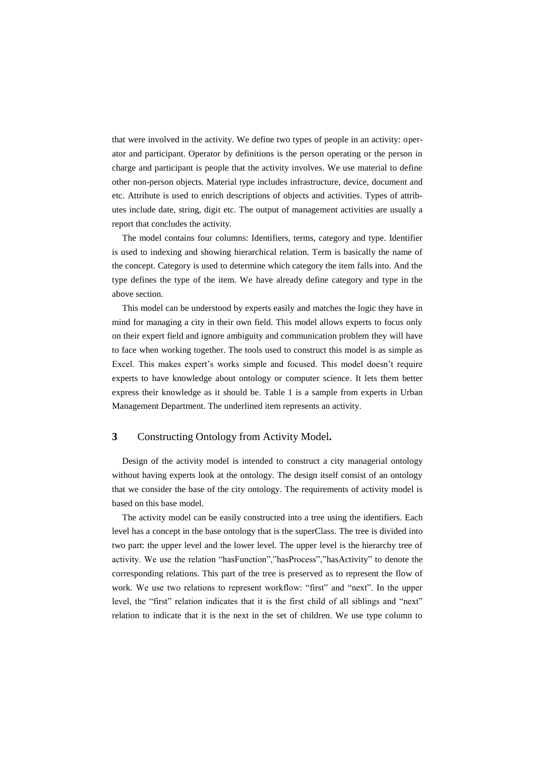that were involved in the activity. We define two types of people in an activity: operator and participant. Operator by definitions is the person operating or the person in charge and participant is people that the activity involves. We use material to define other non-person objects. Material type includes infrastructure, device, document and etc. Attribute is used to enrich descriptions of objects and activities. Types of attributes include date, string, digit etc. The output of management activities are usually a report that concludes the activity.

The model contains four columns: Identifiers, terms, category and type. Identifier is used to indexing and showing hierarchical relation. Term is basically the name of the concept. Category is used to determine which category the item falls into. And the type defines the type of the item. We have already define category and type in the above section.

This model can be understood by experts easily and matches the logic they have in mind for managing a city in their own field. This model allows experts to focus only on their expert field and ignore ambiguity and communication problem they will have to face when working together. The tools used to construct this model is as simple as Excel. This makes expert's works simple and focused. This model doesn't require experts to have knowledge about ontology or computer science. It lets them better express their knowledge as it should be. Table 1 is a sample from experts in Urban Management Department. The underlined item represents an activity.

## 3 Constructing Ontology from Activity Model.

Design of the activity model is intended to construct a city managerial ontology without having experts look at the ontology. The design itself consist of an ontology that we consider the base of the city ontology. The requirements of activity model is based on this base model.

The activity model can be easily constructed into a tree using the identifiers. Each level has a concept in the base ontology that is the superClass. The tree is divided into two part: the upper level and the lower level. The upper level is the hierarchy tree of activity. We use the relation "hasFunction","hasProcess","hasActivity" to denote the corresponding relations. This part of the tree is preserved as to represent the flow of work. We use two relations to represent workflow: "first" and "next". In the upper level, the "first" relation indicates that it is the first child of all siblings and "next" relation to indicate that it is the next in the set of children. We use type column to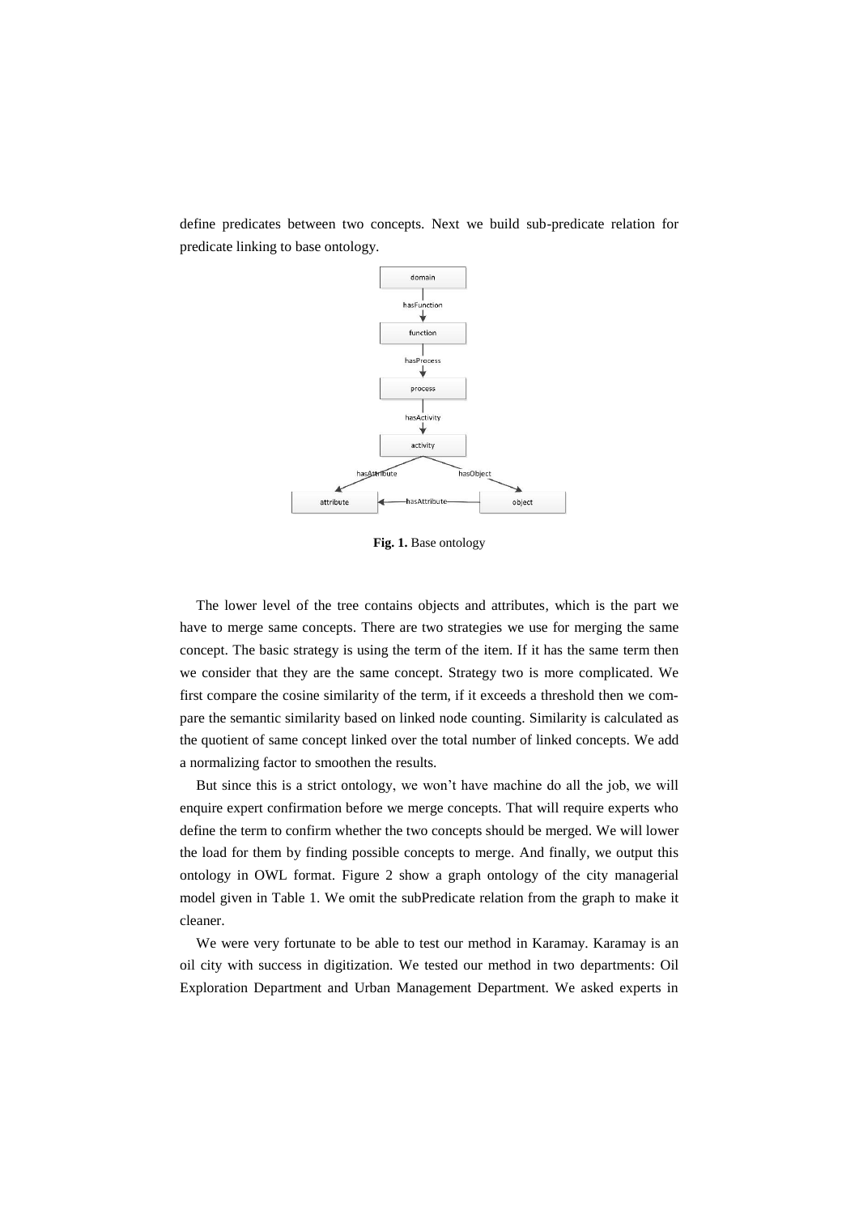define predicates between two concepts. Next we build sub-predicate relation for predicate linking to base ontology.

**Fig. 1.** Base ontology

The lower level of the tree contains objects and attributes, which is the part we have to merge same concepts. There are two strategies we use for merging the same concept. The basic strategy is using the term of the item. If it has the same term then we consider that they are the same concept. Strategy two is more complicated. We first compare the cosine similarity of the term, if it exceeds a threshold then we compare the semantic similarity based on linked node counting. Similarity is calculated as the quotient of same concept linked over the total number of linked concepts. We add a normalizing factor to smoothen the results.

But since this is a strict ontology, we won't have machine do all the job, we will enquire expert confirmation before we merge concepts. That will require experts who define the term to confirm whether the two concepts should be merged. We will lower the load for them by finding possible concepts to merge. And finally, we output this ontology in OWL format. Figure 2 show a graph ontology of the city managerial model given in Table 1. We omit the subPredicate relation from the graph to make it cleaner.

We were very fortunate to be able to test our method in Karamay. Karamay is an oil city with success in digitization. We tested our method in two departments: Oil Exploration Department and Urban Management Department. We asked experts in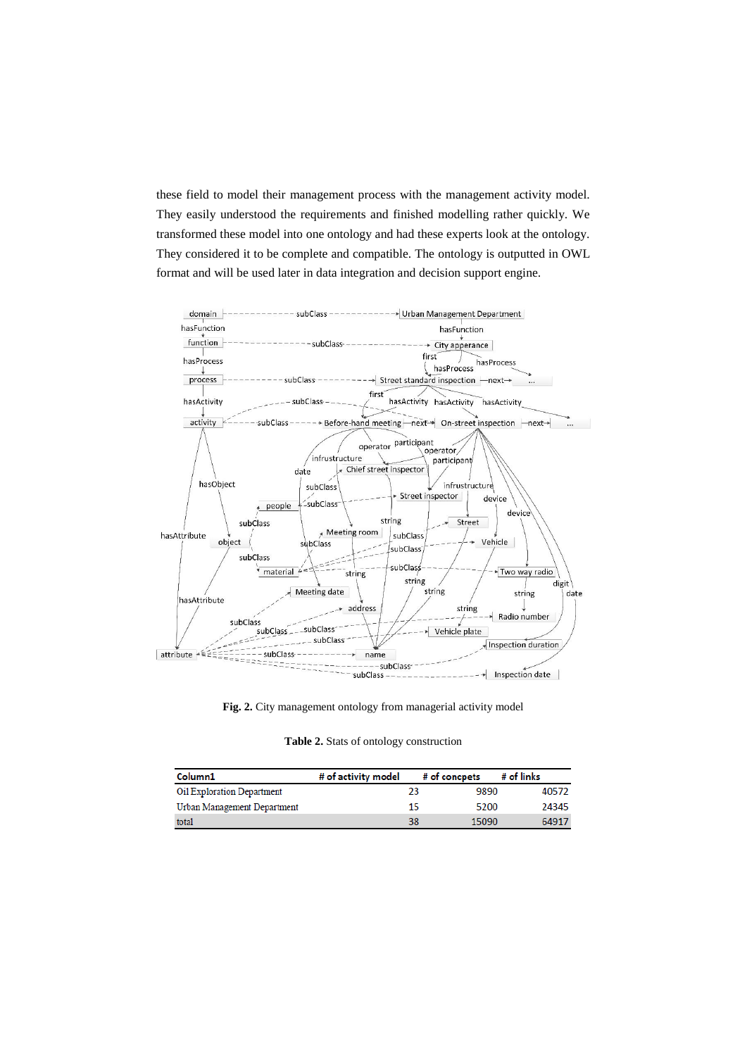these field to model their management process with the management activity model. They easily understood the requirements and finished modelling rather quickly. We transformed these model into one ontology and had these experts look at the ontology. They considered it to be complete and compatible. The ontology is outputted in OWL format and will be used later in data integration and decision support engine.

**Fig. 2.** City management ontology from managerial activity model

**Table 2.** Stats of ontology construction

| Column1 | # of activity model | # of concepts | # of links |
|---|---|---|---|
| Oil Exploration Department | 23 | 9890 | 40572 |
| Urban Management Department | 15 | 5200 | 24345 |
| total | 38 | 15090 | 64917 |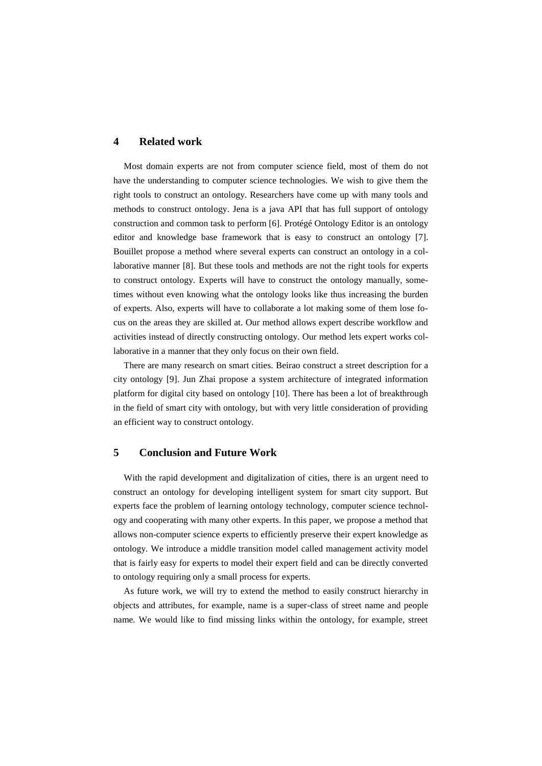## 4 Related work

Most domain experts are not from computer science field, most of them do not have the understanding to computer science technologies. We wish to give them the right tools to construct an ontology. Researchers have come up with many tools and methods to construct ontology. Jena is a java API that has full support of ontology construction and common task to perform [6]. Protégé Ontology Editor is an ontology editor and knowledge base framework that is easy to construct an ontology [7]. Bouillet propose a method where several experts can construct an ontology in a collaborative manner [8]. But these tools and methods are not the right tools for experts to construct ontology. Experts will have to construct the ontology manually, sometimes without even knowing what the ontology looks like thus increasing the burden of experts. Also, experts will have to collaborate a lot making some of them lose focus on the areas they are skilled at. Our method allows expert describe workflow and activities instead of directly constructing ontology. Our method lets expert works collaborative in a manner that they only focus on their own field.

There are many research on smart cities. Beirao construct a street description for a city ontology [9]. Jun Zhai propose a system architecture of integrated information platform for digital city based on ontology [10]. There has been a lot of breakthrough in the field of smart city with ontology, but with very little consideration of providing an efficient way to construct ontology.

## 5 Conclusion and Future Work

With the rapid development and digitalization of cities, there is an urgent need to construct an ontology for developing intelligent system for smart city support. But experts face the problem of learning ontology technology, computer science technology and cooperating with many other experts. In this paper, we propose a method that allows non-computer science experts to efficiently preserve their expert knowledge as ontology. We introduce a middle transition model called management activity model that is fairly easy for experts to model their expert field and can be directly converted to ontology requiring only a small process for experts.

As future work, we will try to extend the method to easily construct hierarchy in objects and attributes, for example, name is a super-class of street name and people name. We would like to find missing links within the ontology, for example, street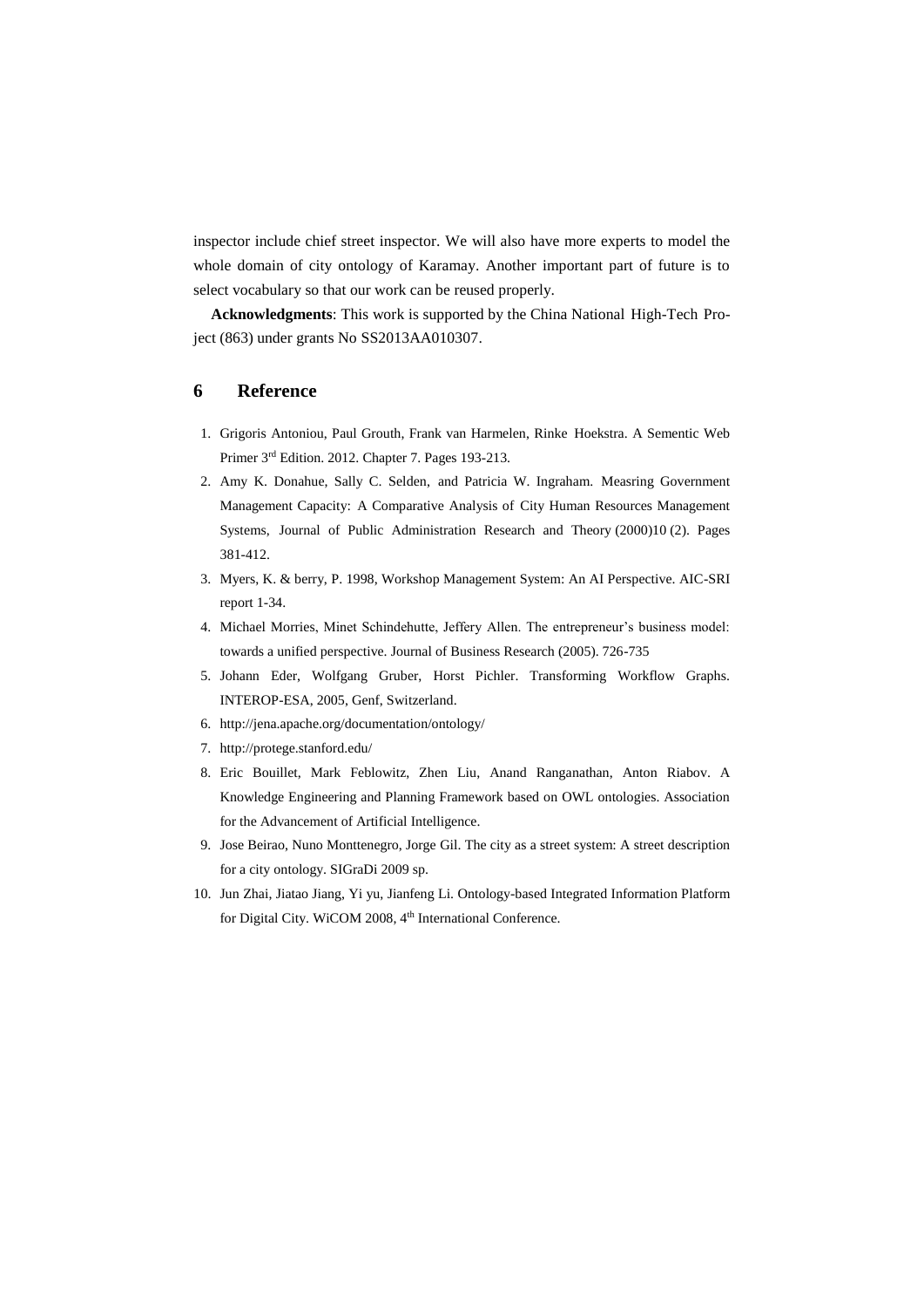inspector include chief street inspector. We will also have more experts to model the whole domain of city ontology of Karamay. Another important part of future is to select vocabulary so that our work can be reused properly.

**Acknowledgments**: This work is supported by the China National High-Tech Project (863) under grants No SS2013AA010307.

## 6 Reference

1. Grigoris Antoniou, Paul Grouth, Frank van Harmelen, Rinke Hoekstra. A Sementic Web Primer 3rd Edition. 2012. Chapter 7. Pages 193-213.
2. Amy K. Donahue, Sally C. Selden, and Patricia W. Ingraham. Measring Government Management Capacity: A Comparative Analysis of City Human Resources Management Systems, Journal of Public Administration Research and Theory (2000)10 (2). Pages 381-412.
3. Myers, K. & berry, P. 1998, Workshop Management System: An AI Perspective. AIC-SRI report 1-34.
4. Michael Morries, Minet Schindehutte, Jeffery Allen. The entrepreneur's business model: towards a unified perspective. Journal of Business Research (2005). 726-735
5. Johann Eder, Wolfgang Gruber, Horst Pichler. Transforming Workflow Graphs. INTEROP-ESA, 2005, Genf, Switzerland.
6. http://jena.apache.org/documentation/ontology/
7. http://protege.stanford.edu/
8. Eric Bouillet, Mark Feblowitz, Zhen Liu, Anand Ranganathan, Anton Riabov. A Knowledge Engineering and Planning Framework based on OWL ontologies. Association for the Advancement of Artificial Intelligence.
9. Jose Beirao, Nuno Monttenegro, Jorge Gil. The city as a street system: A street description for a city ontology. SIGraDi 2009 sp.
10. Jun Zhai, Jiatao Jiang, Yi yu, Jianfeng Li. Ontology-based Integrated Information Platform for Digital City. WiCOM 2008, 4th International Conference.